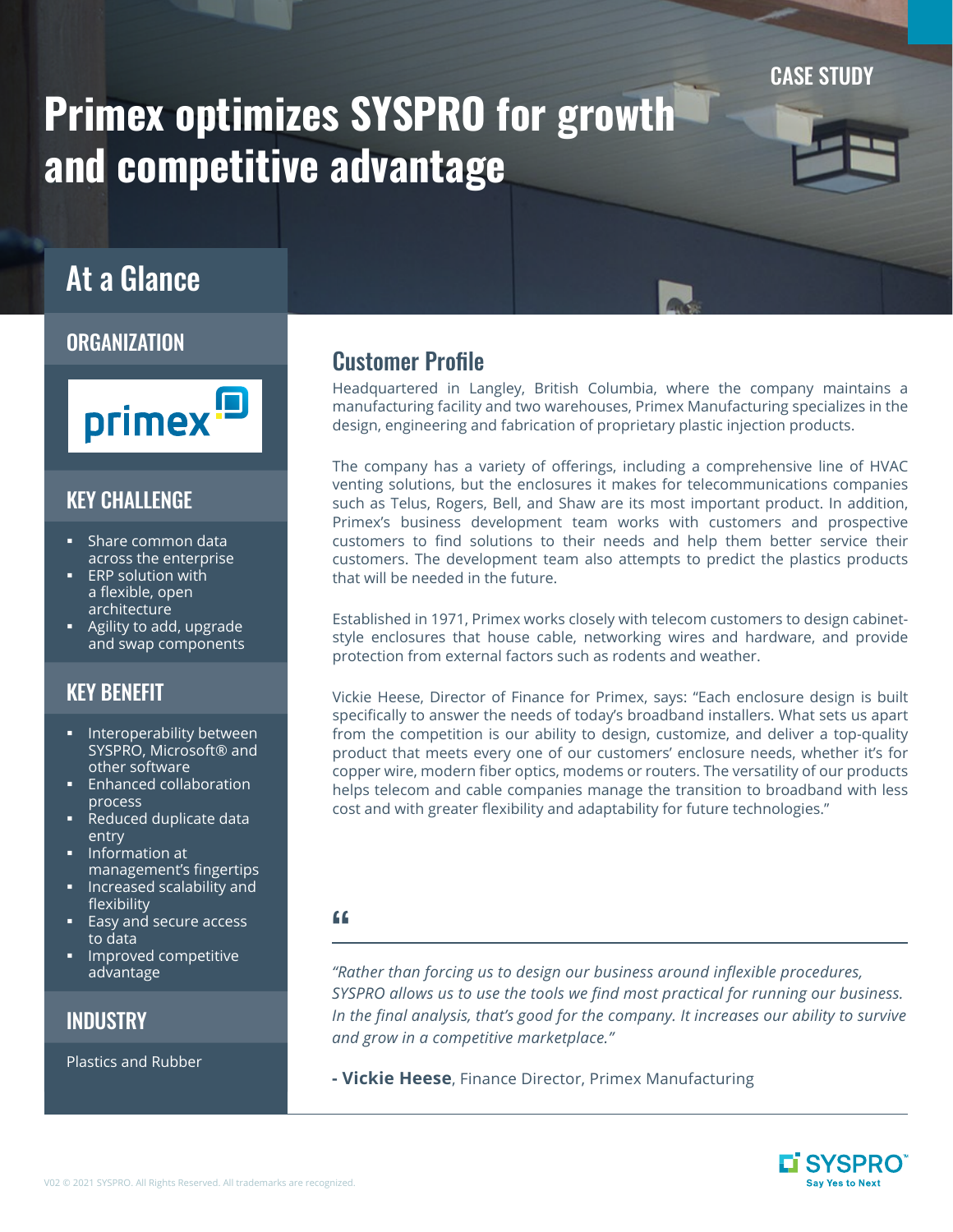CASE STUDY

# Primex optimizes SYSPRO for growth and competitive advantage

## At a Glance

### ORGANIZATION

primex

### KEY CHALLENGE

- Share common data across the enterprise
- ERP solution with a flexible, open architecture
- Agility to add, upgrade and swap components

### KEY BENEFIT

- Interoperability between SYSPRO, Microsoft® and other software
- Enhanced collaboration process
- Reduced duplicate data entry
- Information at management's fingertips
- Increased scalability and flexibility
- Easy and secure access to data
- Improved competitive advantage

### INDUSTRY

Plastics and Rubber

## Customer Profile

Headquartered in Langley, British Columbia, where the company maintains a manufacturing facility and two warehouses, Primex Manufacturing specializes in the design, engineering and fabrication of proprietary plastic injection products.

The company has a variety of offerings, including a comprehensive line of HVAC venting solutions, but the enclosures it makes for telecommunications companies such as Telus, Rogers, Bell, and Shaw are its most important product. In addition, Primex's business development team works with customers and prospective customers to find solutions to their needs and help them better service their customers. The development team also attempts to predict the plastics products that will be needed in the future.

Established in 1971, Primex works closely with telecom customers to design cabinet-style enclosures that house cable, networking wires and hardware, and provide protection from external factors such as rodents and weather.

Vickie Heese, Director of Finance for Primex, says: "Each enclosure design is built specifically to answer the needs of today's broadband installers. What sets us apart from the competition is our ability to design, customize, and deliver a top-quality product that meets every one of our customers' enclosure needs, whether it's for copper wire, modern fiber optics, modems or routers. The versatility of our products helps telecom and cable companies manage the transition to broadband with less cost and with greater flexibility and adaptability for future technologies."

> *"Rather than forcing us to design our business around inflexible procedures, SYSPRO allows us to use the tools we find most practical for running our business. In the final analysis, that's good for the company. It increases our ability to survive and grow in a competitive marketplace."*
>
> **- Vickie Heese**, Finance Director, Primex Manufacturing

V02 © 2021 SYSPRO. All Rights Reserved. All trademarks are recognized.

SYSPRO Say Yes to Next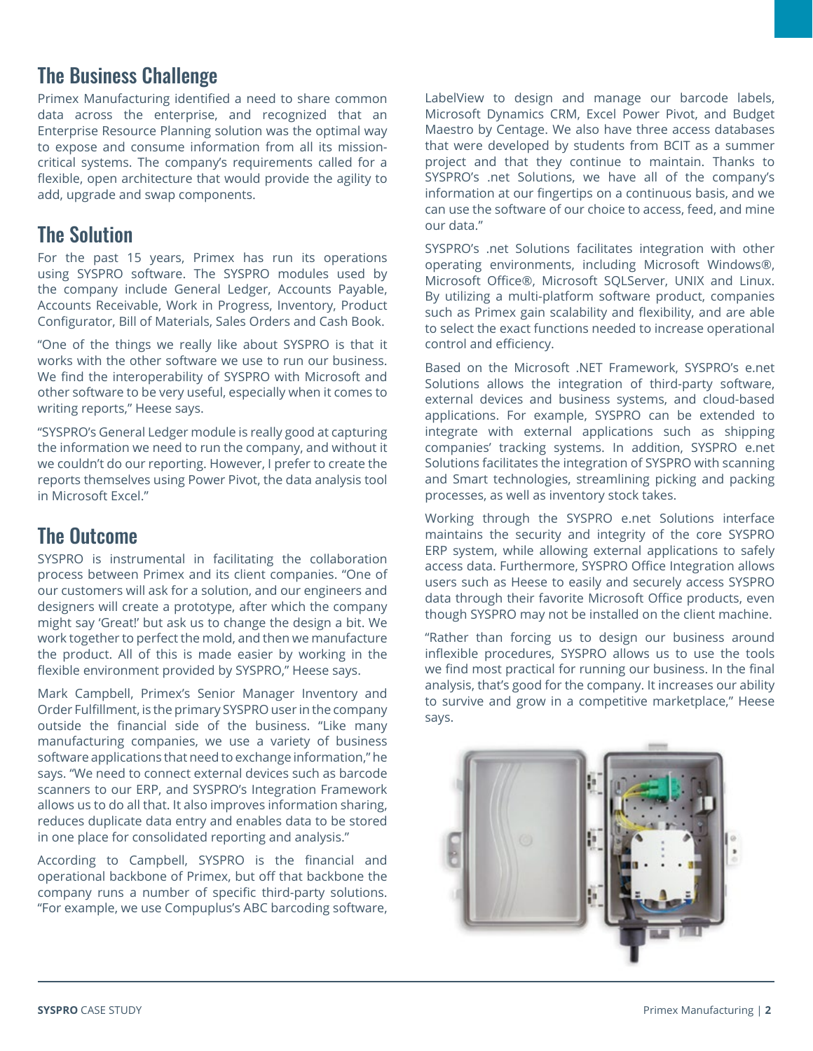## The Business Challenge

Primex Manufacturing identified a need to share common data across the enterprise, and recognized that an Enterprise Resource Planning solution was the optimal way to expose and consume information from all its mission-critical systems. The company's requirements called for a flexible, open architecture that would provide the agility to add, upgrade and swap components.

## The Solution

For the past 15 years, Primex has run its operations using SYSPRO software. The SYSPRO modules used by the company include General Ledger, Accounts Payable, Accounts Receivable, Work in Progress, Inventory, Product Configurator, Bill of Materials, Sales Orders and Cash Book.

"One of the things we really like about SYSPRO is that it works with the other software we use to run our business. We find the interoperability of SYSPRO with Microsoft and other software to be very useful, especially when it comes to writing reports," Heese says.

"SYSPRO's General Ledger module is really good at capturing the information we need to run the company, and without it we couldn't do our reporting. However, I prefer to create the reports themselves using Power Pivot, the data analysis tool in Microsoft Excel."

## The Outcome

SYSPRO is instrumental in facilitating the collaboration process between Primex and its client companies. "One of our customers will ask for a solution, and our engineers and designers will create a prototype, after which the company might say 'Great!' but ask us to change the design a bit. We work together to perfect the mold, and then we manufacture the product. All of this is made easier by working in the flexible environment provided by SYSPRO," Heese says.

Mark Campbell, Primex's Senior Manager Inventory and Order Fulfillment, is the primary SYSPRO user in the company outside the financial side of the business. "Like many manufacturing companies, we use a variety of business software applications that need to exchange information," he says. "We need to connect external devices such as barcode scanners to our ERP, and SYSPRO's Integration Framework allows us to do all that. It also improves information sharing, reduces duplicate data entry and enables data to be stored in one place for consolidated reporting and analysis."

According to Campbell, SYSPRO is the financial and operational backbone of Primex, but off that backbone the company runs a number of specific third-party solutions. "For example, we use Compuplus's ABC barcoding software, LabelView to design and manage our barcode labels, Microsoft Dynamics CRM, Excel Power Pivot, and Budget Maestro by Centage. We also have three access databases that were developed by students from BCIT as a summer project and that they continue to maintain. Thanks to SYSPRO's .net Solutions, we have all of the company's information at our fingertips on a continuous basis, and we can use the software of our choice to access, feed, and mine our data."

SYSPRO's .net Solutions facilitates integration with other operating environments, including Microsoft Windows®, Microsoft Office®, Microsoft SQLServer, UNIX and Linux. By utilizing a multi-platform software product, companies such as Primex gain scalability and flexibility, and are able to select the exact functions needed to increase operational control and efficiency.

Based on the Microsoft .NET Framework, SYSPRO's e.net Solutions allows the integration of third-party software, external devices and business systems, and cloud-based applications. For example, SYSPRO can be extended to integrate with external applications such as shipping companies' tracking systems. In addition, SYSPRO e.net Solutions facilitates the integration of SYSPRO with scanning and Smart technologies, streamlining picking and packing processes, as well as inventory stock takes.

Working through the SYSPRO e.net Solutions interface maintains the security and integrity of the core SYSPRO ERP system, while allowing external applications to safely access data. Furthermore, SYSPRO Office Integration allows users such as Heese to easily and securely access SYSPRO data through their favorite Microsoft Office products, even though SYSPRO may not be installed on the client machine.

"Rather than forcing us to design our business around inflexible procedures, SYSPRO allows us to use the tools we find most practical for running our business. In the final analysis, that's good for the company. It increases our ability to survive and grow in a competitive marketplace," Heese says.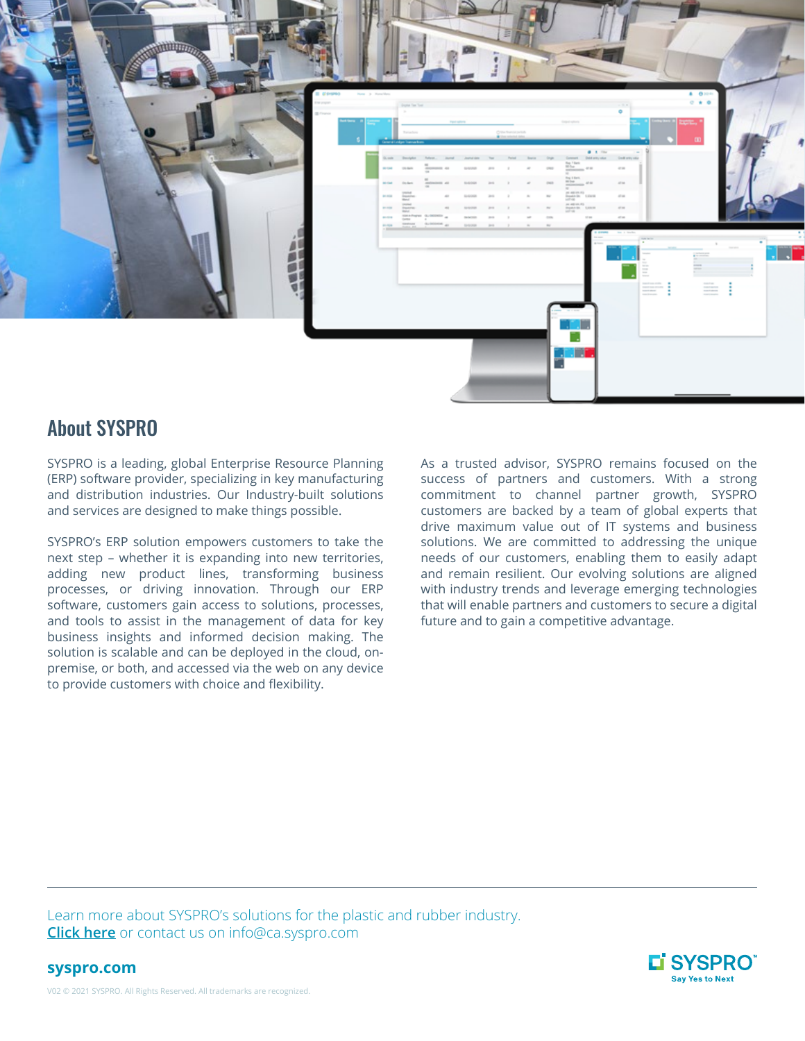## About SYSPRO

SYSPRO is a leading, global Enterprise Resource Planning (ERP) software provider, specializing in key manufacturing and distribution industries. Our Industry-built solutions and services are designed to make things possible.

SYSPRO's ERP solution empowers customers to take the next step – whether it is expanding into new territories, adding new product lines, transforming business processes, or driving innovation. Through our ERP software, customers gain access to solutions, processes, and tools to assist in the management of data for key business insights and informed decision making. The solution is scalable and can be deployed in the cloud, on-premise, or both, and accessed via the web on any device to provide customers with choice and flexibility.

As a trusted advisor, SYSPRO remains focused on the success of partners and customers. With a strong commitment to channel partner growth, SYSPRO customers are backed by a team of global experts that drive maximum value out of IT systems and business solutions. We are committed to addressing the unique needs of our customers, enabling them to easily adapt and remain resilient. Our evolving solutions are aligned with industry trends and leverage emerging technologies that will enable partners and customers to secure a digital future and to gain a competitive advantage.

Learn more about SYSPRO's solutions for the plastic and rubber industry.
**Click here** or contact us on info@ca.syspro.com

**syspro.com**

SYSPRO Say Yes to Next

V02 © 2021 SYSPRO. All Rights Reserved. All trademarks are recognized.